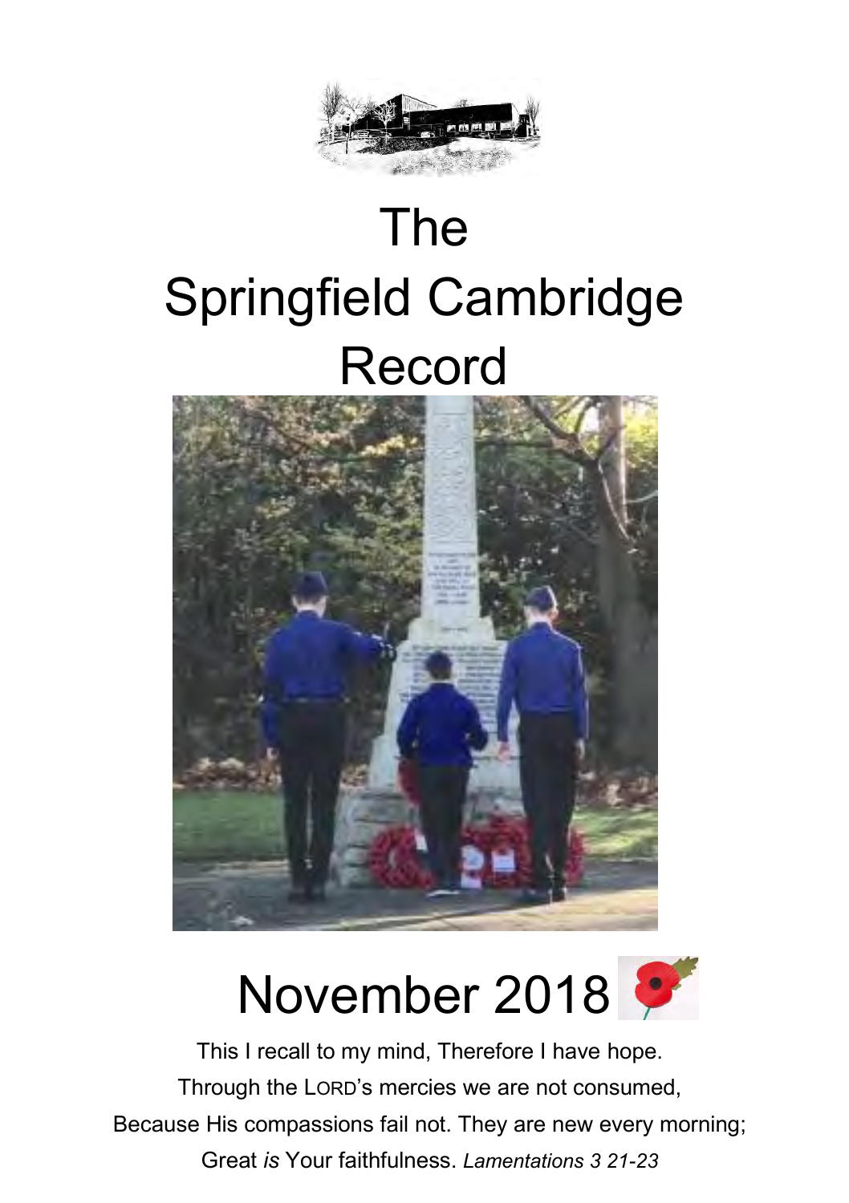# The Springfield Cambridge Record

## November 2018

This I recall to my mind, Therefore I have hope.
Through the LORD's mercies we are not consumed,
Because His compassions fail not. They are new every morning;
Great *is* Your faithfulness. *Lamentations 3 21-23*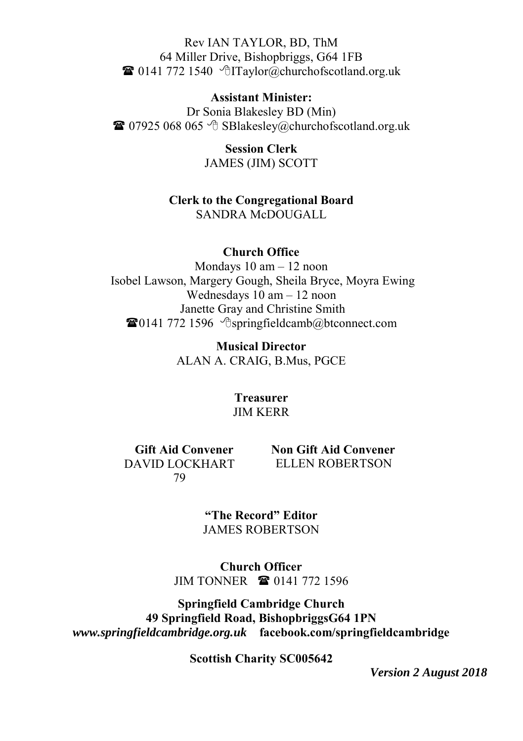Rev IAN TAYLOR, BD, ThM
64 Miller Drive, Bishopbriggs, G64 1FB
☎ 0141 772 1540 ITaylor@churchofscotland.org.uk

**Assistant Minister:**
Dr Sonia Blakesley BD (Min)
☎ 07925 068 065 SBlakesley@churchofscotland.org.uk

**Session Clerk**
JAMES (JIM) SCOTT

**Clerk to the Congregational Board**
SANDRA McDOUGALL

**Church Office**
Mondays 10 am – 12 noon
Isobel Lawson, Margery Gough, Sheila Bryce, Moyra Ewing
Wednesdays 10 am – 12 noon
Janette Gray and Christine Smith
☎0141 772 1596 springfieldcamb@btconnect.com

**Musical Director**
ALAN A. CRAIG, B.Mus, PGCE

**Treasurer**
JIM KERR

**Gift Aid Convener**
DAVID LOCKHART
79

**Non Gift Aid Convener**
ELLEN ROBERTSON

**"The Record" Editor**
JAMES ROBERTSON

**Church Officer**
JIM TONNER ☎ 0141 772 1596

**Springfield Cambridge Church**
**49 Springfield Road, BishopbriggsG64 1PN**
***www.springfieldcambridge.org.uk*** **facebook.com/springfieldcambridge**

**Scottish Charity SC005642**

***Version 2 August 2018***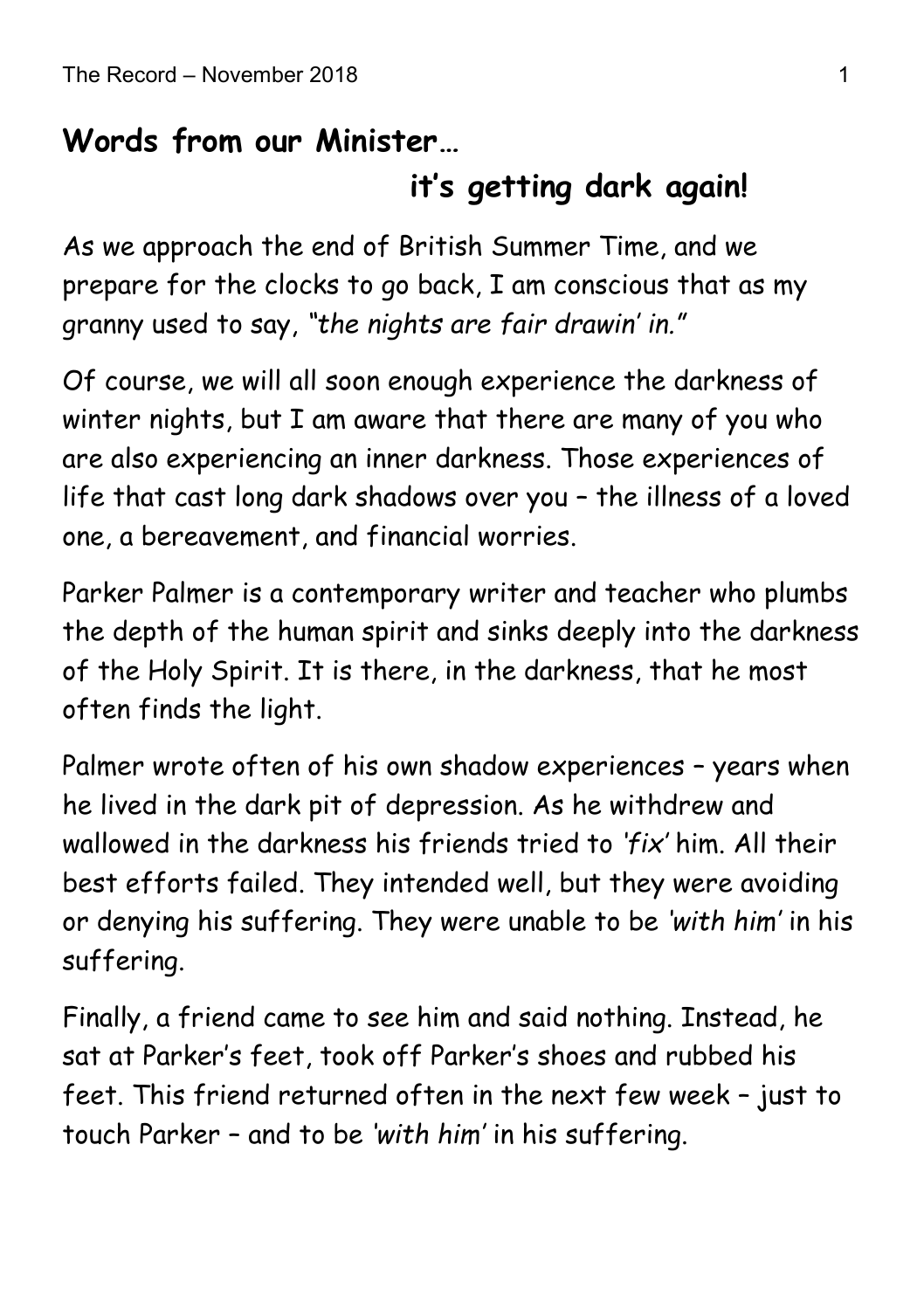## Words from our Minister…

## it's getting dark again!

As we approach the end of British Summer Time, and we prepare for the clocks to go back, I am conscious that as my granny used to say, *"the nights are fair drawin' in."*

Of course, we will all soon enough experience the darkness of winter nights, but I am aware that there are many of you who are also experiencing an inner darkness. Those experiences of life that cast long dark shadows over you – the illness of a loved one, a bereavement, and financial worries.

Parker Palmer is a contemporary writer and teacher who plumbs the depth of the human spirit and sinks deeply into the darkness of the Holy Spirit. It is there, in the darkness, that he most often finds the light.

Palmer wrote often of his own shadow experiences – years when he lived in the dark pit of depression. As he withdrew and wallowed in the darkness his friends tried to *'fix'* him. All their best efforts failed. They intended well, but they were avoiding or denying his suffering. They were unable to be *'with him'* in his suffering.

Finally, a friend came to see him and said nothing. Instead, he sat at Parker's feet, took off Parker's shoes and rubbed his feet. This friend returned often in the next few week – just to touch Parker – and to be *'with him'* in his suffering.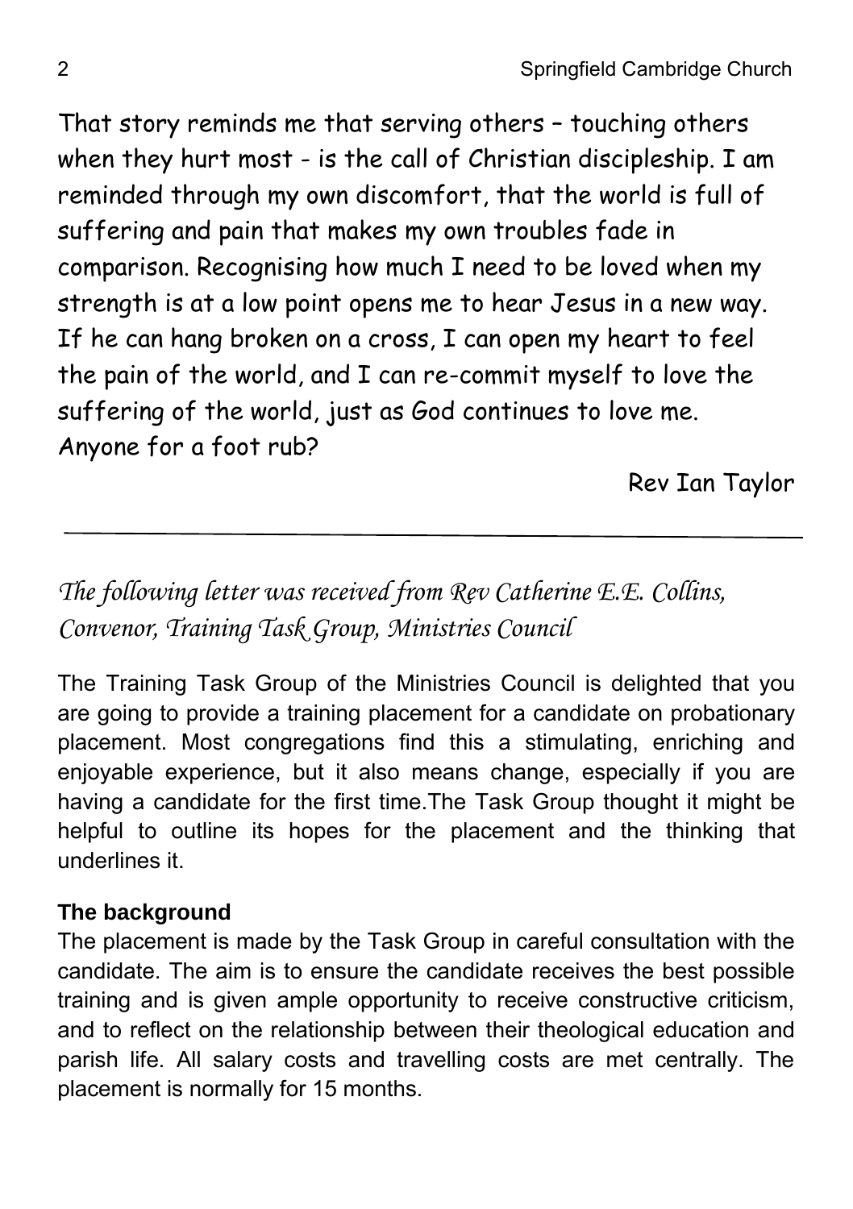That story reminds me that serving others – touching others when they hurt most - is the call of Christian discipleship. I am reminded through my own discomfort, that the world is full of suffering and pain that makes my own troubles fade in comparison. Recognising how much I need to be loved when my strength is at a low point opens me to hear Jesus in a new way. If he can hang broken on a cross, I can open my heart to feel the pain of the world, and I can re-commit myself to love the suffering of the world, just as God continues to love me. Anyone for a foot rub?

Rev Ian Taylor

---

*The following letter was received from Rev Catherine E.E. Collins, Convenor, Training Task Group, Ministries Council*

The Training Task Group of the Ministries Council is delighted that you are going to provide a training placement for a candidate on probationary placement. Most congregations find this a stimulating, enriching and enjoyable experience, but it also means change, especially if you are having a candidate for the first time.The Task Group thought it might be helpful to outline its hopes for the placement and the thinking that underlines it.

**The background**

The placement is made by the Task Group in careful consultation with the candidate. The aim is to ensure the candidate receives the best possible training and is given ample opportunity to receive constructive criticism, and to reflect on the relationship between their theological education and parish life. All salary costs and travelling costs are met centrally. The placement is normally for 15 months.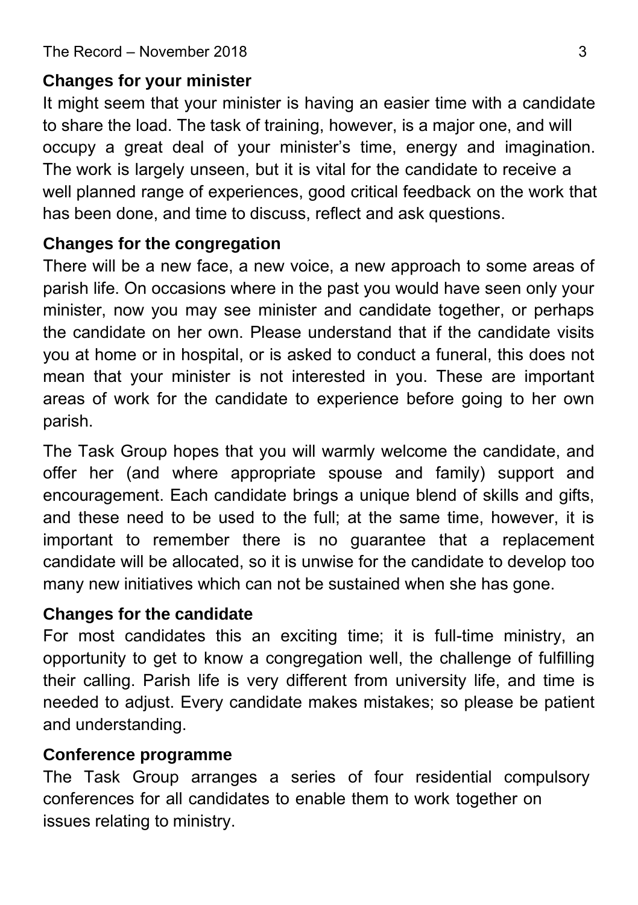**Changes for your minister**

It might seem that your minister is having an easier time with a candidate to share the load. The task of training, however, is a major one, and will occupy a great deal of your minister's time, energy and imagination. The work is largely unseen, but it is vital for the candidate to receive a well planned range of experiences, good critical feedback on the work that has been done, and time to discuss, reflect and ask questions.

**Changes for the congregation**

There will be a new face, a new voice, a new approach to some areas of parish life. On occasions where in the past you would have seen only your minister, now you may see minister and candidate together, or perhaps the candidate on her own. Please understand that if the candidate visits you at home or in hospital, or is asked to conduct a funeral, this does not mean that your minister is not interested in you. These are important areas of work for the candidate to experience before going to her own parish.

The Task Group hopes that you will warmly welcome the candidate, and offer her (and where appropriate spouse and family) support and encouragement. Each candidate brings a unique blend of skills and gifts, and these need to be used to the full; at the same time, however, it is important to remember there is no guarantee that a replacement candidate will be allocated, so it is unwise for the candidate to develop too many new initiatives which can not be sustained when she has gone.

**Changes for the candidate**

For most candidates this an exciting time; it is full-time ministry, an opportunity to get to know a congregation well, the challenge of fulfilling their calling. Parish life is very different from university life, and time is needed to adjust. Every candidate makes mistakes; so please be patient and understanding.

**Conference programme**

The Task Group arranges a series of four residential compulsory conferences for all candidates to enable them to work together on issues relating to ministry.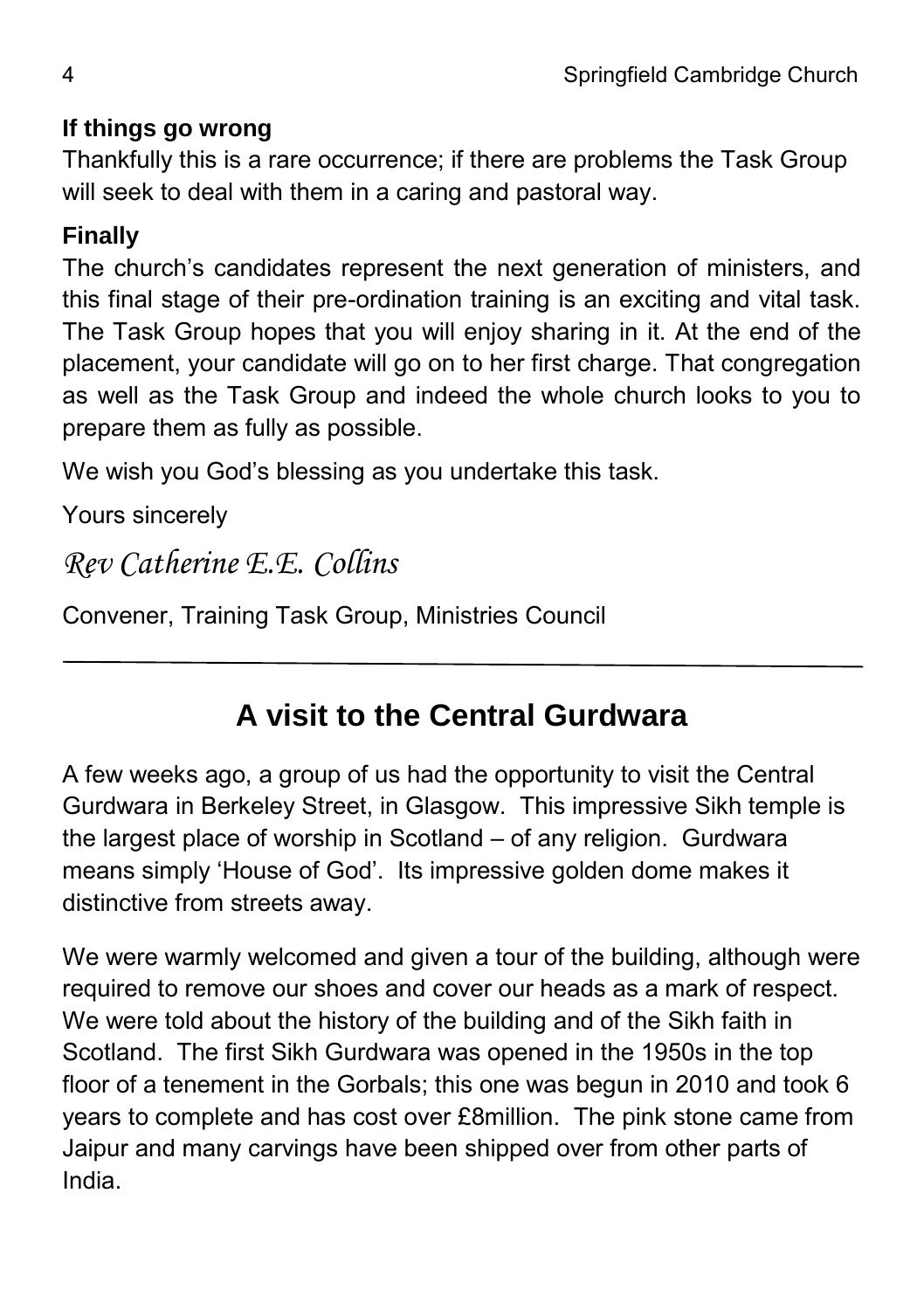**If things go wrong**

Thankfully this is a rare occurrence; if there are problems the Task Group will seek to deal with them in a caring and pastoral way.

**Finally**

The church's candidates represent the next generation of ministers, and this final stage of their pre-ordination training is an exciting and vital task. The Task Group hopes that you will enjoy sharing in it. At the end of the placement, your candidate will go on to her first charge. That congregation as well as the Task Group and indeed the whole church looks to you to prepare them as fully as possible.

We wish you God's blessing as you undertake this task.

Yours sincerely

*Rev Catherine E.E. Collins*

Convener, Training Task Group, Ministries Council

---

## A visit to the Central Gurdwara

A few weeks ago, a group of us had the opportunity to visit the Central Gurdwara in Berkeley Street, in Glasgow. This impressive Sikh temple is the largest place of worship in Scotland – of any religion. Gurdwara means simply 'House of God'. Its impressive golden dome makes it distinctive from streets away.

We were warmly welcomed and given a tour of the building, although were required to remove our shoes and cover our heads as a mark of respect. We were told about the history of the building and of the Sikh faith in Scotland. The first Sikh Gurdwara was opened in the 1950s in the top floor of a tenement in the Gorbals; this one was begun in 2010 and took 6 years to complete and has cost over £8million. The pink stone came from Jaipur and many carvings have been shipped over from other parts of India.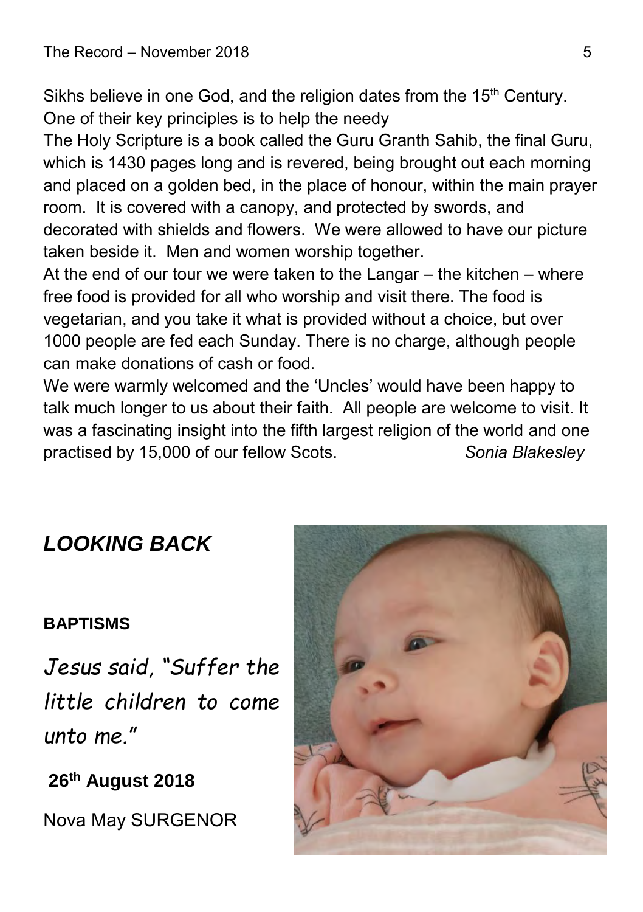Sikhs believe in one God, and the religion dates from the 15th Century. One of their key principles is to help the needy

The Holy Scripture is a book called the Guru Granth Sahib, the final Guru, which is 1430 pages long and is revered, being brought out each morning and placed on a golden bed, in the place of honour, within the main prayer room. It is covered with a canopy, and protected by swords, and decorated with shields and flowers. We were allowed to have our picture taken beside it. Men and women worship together.

At the end of our tour we were taken to the Langar – the kitchen – where free food is provided for all who worship and visit there. The food is vegetarian, and you take it what is provided without a choice, but over 1000 people are fed each Sunday. There is no charge, although people can make donations of cash or food.

We were warmly welcomed and the 'Uncles' would have been happy to talk much longer to us about their faith. All people are welcome to visit. It was a fascinating insight into the fifth largest religion of the world and one practised by 15,000 of our fellow Scots. *Sonia Blakesley*

## *LOOKING BACK*

**BAPTISMS**

*Jesus said, "Suffer the little children to come unto me."*

**26th August 2018**

Nova May SURGENOR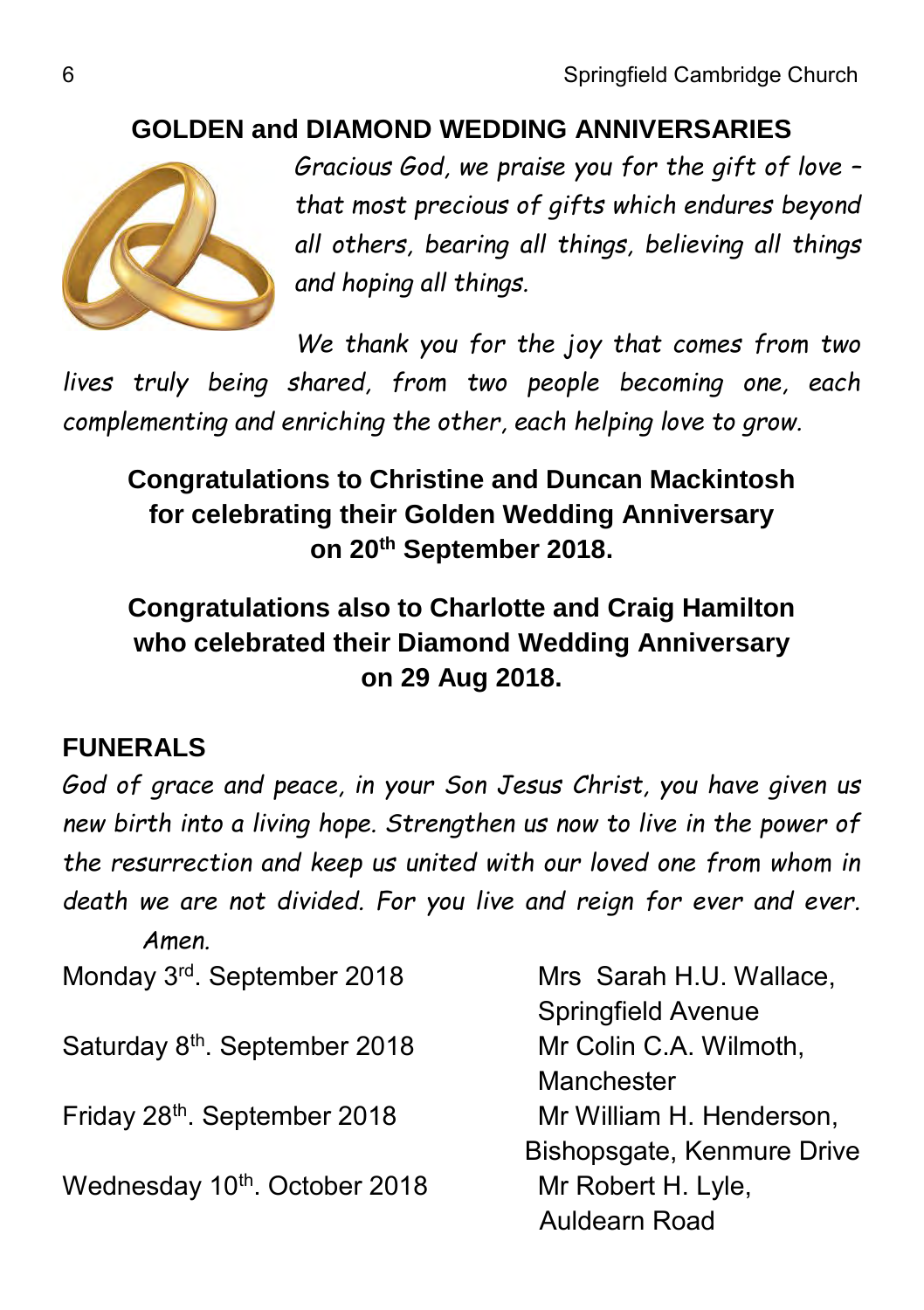## GOLDEN and DIAMOND WEDDING ANNIVERSARIES

*Gracious God, we praise you for the gift of love – that most precious of gifts which endures beyond all others, bearing all things, believing all things and hoping all things.*

*We thank you for the joy that comes from two lives truly being shared, from two people becoming one, each complementing and enriching the other, each helping love to grow.*

**Congratulations to Christine and Duncan Mackintosh for celebrating their Golden Wedding Anniversary on 20th September 2018.**

**Congratulations also to Charlotte and Craig Hamilton who celebrated their Diamond Wedding Anniversary on 29 Aug 2018.**

## FUNERALS

*God of grace and peace, in your Son Jesus Christ, you have given us new birth into a living hope. Strengthen us now to live in the power of the resurrection and keep us united with our loved one from whom in death we are not divided. For you live and reign for ever and ever. Amen.*

| | |
|---|---|
| Monday 3rd. September 2018 | Mrs Sarah H.U. Wallace, Springfield Avenue |
| Saturday 8th. September 2018 | Mr Colin C.A. Wilmoth, Manchester |
| Friday 28th. September 2018 | Mr William H. Henderson, Bishopsgate, Kenmure Drive |
| Wednesday 10th. October 2018 | Mr Robert H. Lyle, Auldearn Road |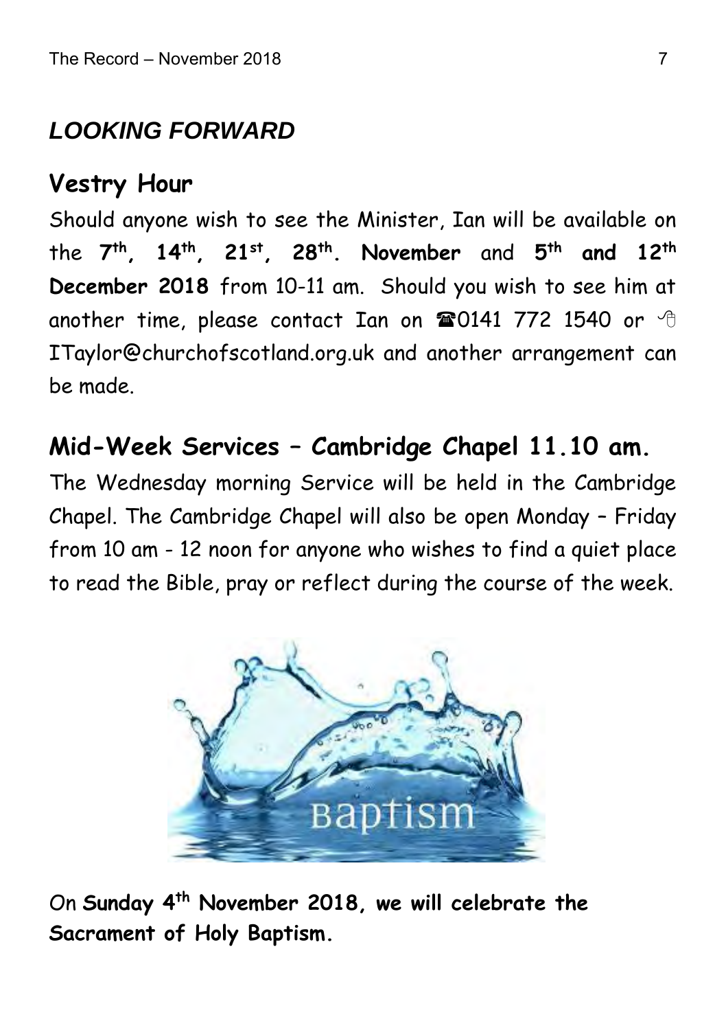## *LOOKING FORWARD*

### Vestry Hour

Should anyone wish to see the Minister, Ian will be available on the **7th, 14th, 21st, 28th. November** and **5th and 12th December 2018** from 10-11 am. Should you wish to see him at another time, please contact Ian on ☎0141 772 1540 or ITaylor@churchofscotland.org.uk and another arrangement can be made.

### Mid-Week Services – Cambridge Chapel 11.10 am.

The Wednesday morning Service will be held in the Cambridge Chapel. The Cambridge Chapel will also be open Monday – Friday from 10 am - 12 noon for anyone who wishes to find a quiet place to read the Bible, pray or reflect during the course of the week.

On **Sunday 4th November 2018, we will celebrate the Sacrament of Holy Baptism.**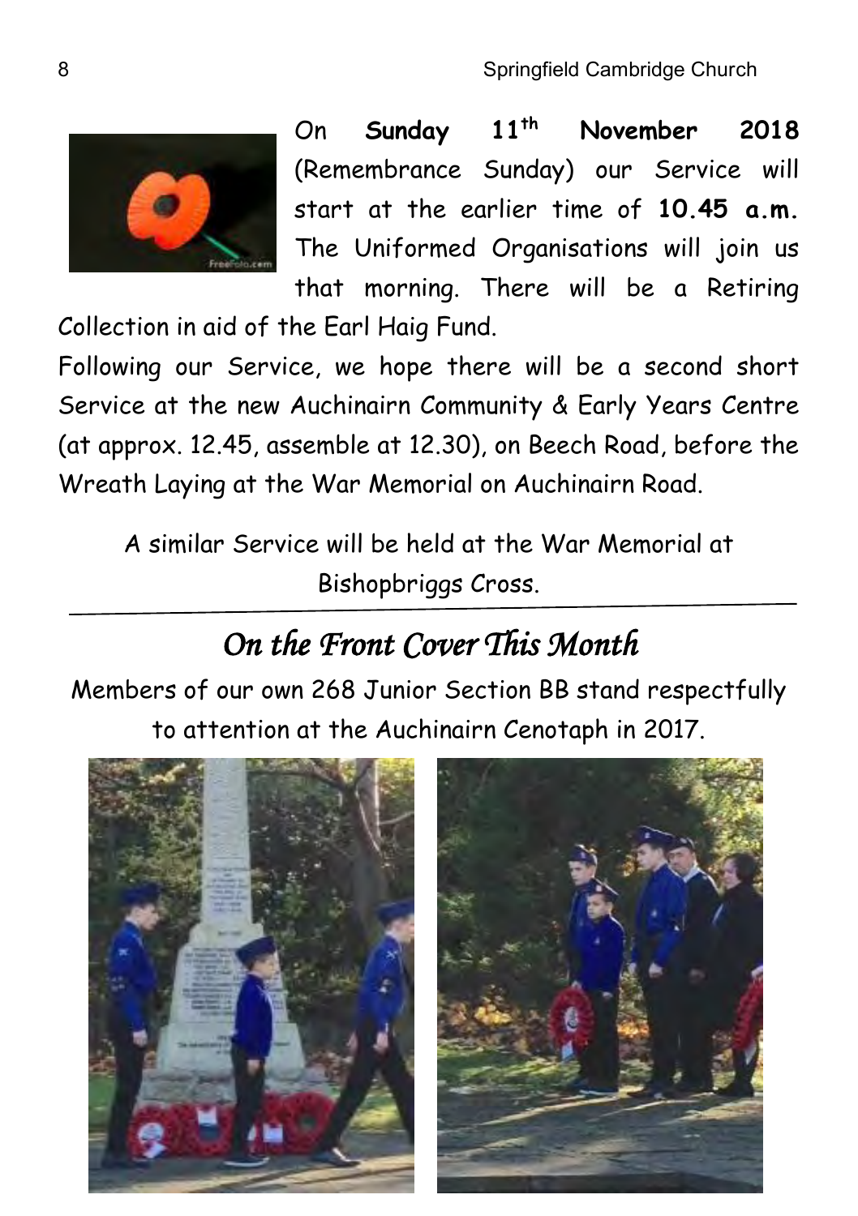On **Sunday 11th November 2018** (Remembrance Sunday) our Service will start at the earlier time of **10.45 a.m.** The Uniformed Organisations will join us that morning. There will be a Retiring Collection in aid of the Earl Haig Fund.

Following our Service, we hope there will be a second short Service at the new Auchinairn Community & Early Years Centre (at approx. 12.45, assemble at 12.30), on Beech Road, before the Wreath Laying at the War Memorial on Auchinairn Road.

A similar Service will be held at the War Memorial at Bishopbriggs Cross.

---

## *On the Front Cover This Month*

Members of our own 268 Junior Section BB stand respectfully to attention at the Auchinairn Cenotaph in 2017.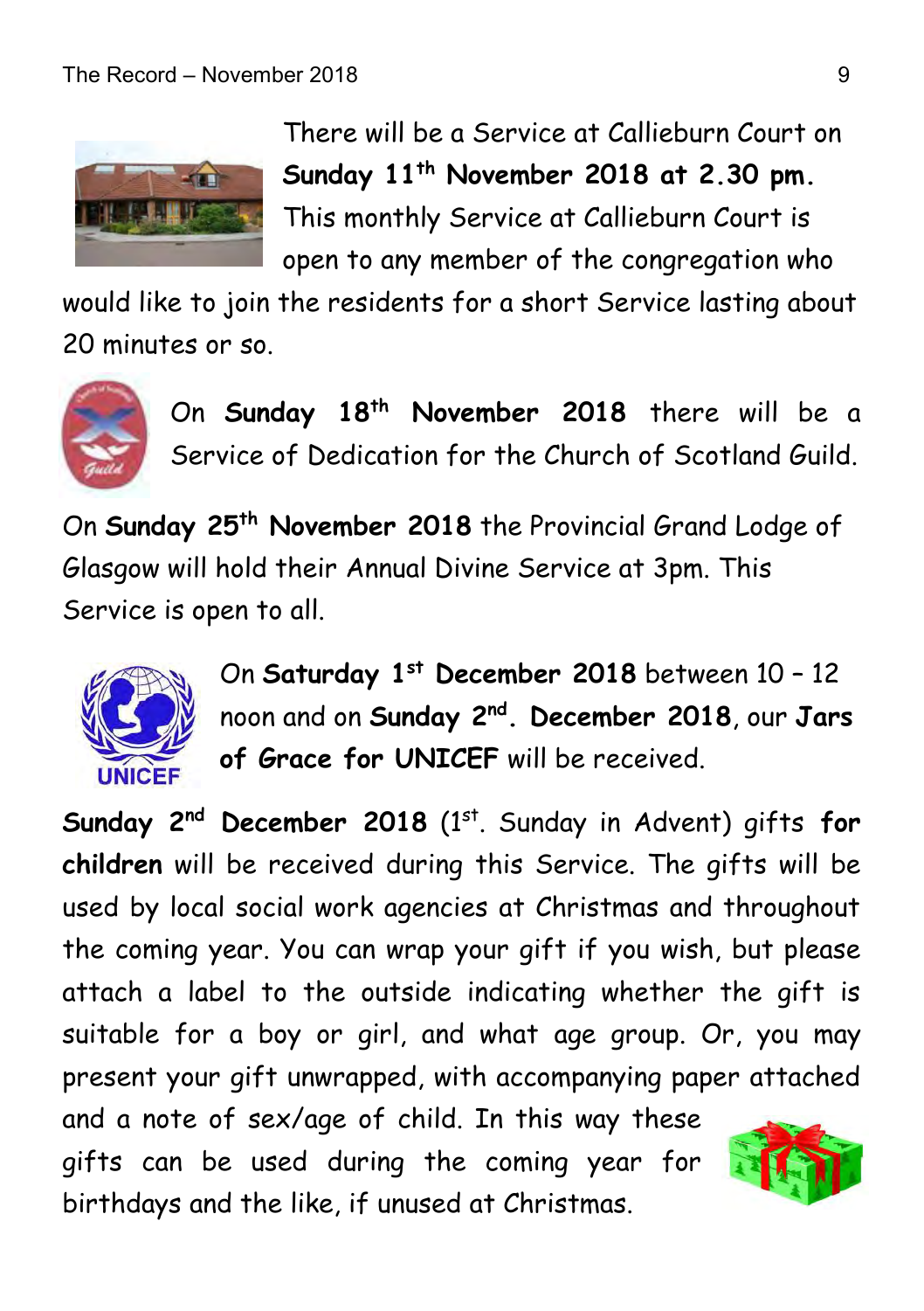There will be a Service at Callieburn Court on **Sunday 11th November 2018 at 2.30 pm.** This monthly Service at Callieburn Court is open to any member of the congregation who would like to join the residents for a short Service lasting about 20 minutes or so.

On **Sunday 18th November 2018** there will be a Service of Dedication for the Church of Scotland Guild.

On **Sunday 25th November 2018** the Provincial Grand Lodge of Glasgow will hold their Annual Divine Service at 3pm. This Service is open to all.

On **Saturday 1st December 2018** between 10 – 12 noon and on **Sunday 2nd. December 2018**, our **Jars of Grace for UNICEF** will be received.

**Sunday 2nd December 2018** (1st. Sunday in Advent) gifts **for children** will be received during this Service. The gifts will be used by local social work agencies at Christmas and throughout the coming year. You can wrap your gift if you wish, but please attach a label to the outside indicating whether the gift is suitable for a boy or girl, and what age group. Or, you may present your gift unwrapped, with accompanying paper attached and a note of sex/age of child. In this way these gifts can be used during the coming year for birthdays and the like, if unused at Christmas.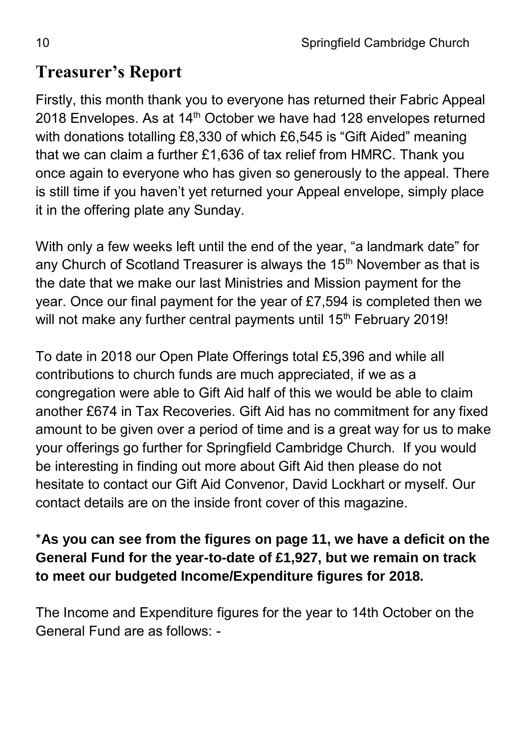## Treasurer's Report

Firstly, this month thank you to everyone has returned their Fabric Appeal 2018 Envelopes. As at 14th October we have had 128 envelopes returned with donations totalling £8,330 of which £6,545 is "Gift Aided" meaning that we can claim a further £1,636 of tax relief from HMRC. Thank you once again to everyone who has given so generously to the appeal. There is still time if you haven't yet returned your Appeal envelope, simply place it in the offering plate any Sunday.

With only a few weeks left until the end of the year, "a landmark date" for any Church of Scotland Treasurer is always the 15th November as that is the date that we make our last Ministries and Mission payment for the year. Once our final payment for the year of £7,594 is completed then we will not make any further central payments until 15th February 2019!

To date in 2018 our Open Plate Offerings total £5,396 and while all contributions to church funds are much appreciated, if we as a congregation were able to Gift Aid half of this we would be able to claim another £674 in Tax Recoveries. Gift Aid has no commitment for any fixed amount to be given over a period of time and is a great way for us to make your offerings go further for Springfield Cambridge Church. If you would be interesting in finding out more about Gift Aid then please do not hesitate to contact our Gift Aid Convenor, David Lockhart or myself. Our contact details are on the inside front cover of this magazine.

*​**As you can see from the figures on page 11, we have a deficit on the General Fund for the year-to-date of £1,927, but we remain on track to meet our budgeted Income/Expenditure figures for 2018.**

The Income and Expenditure figures for the year to 14th October on the General Fund are as follows: -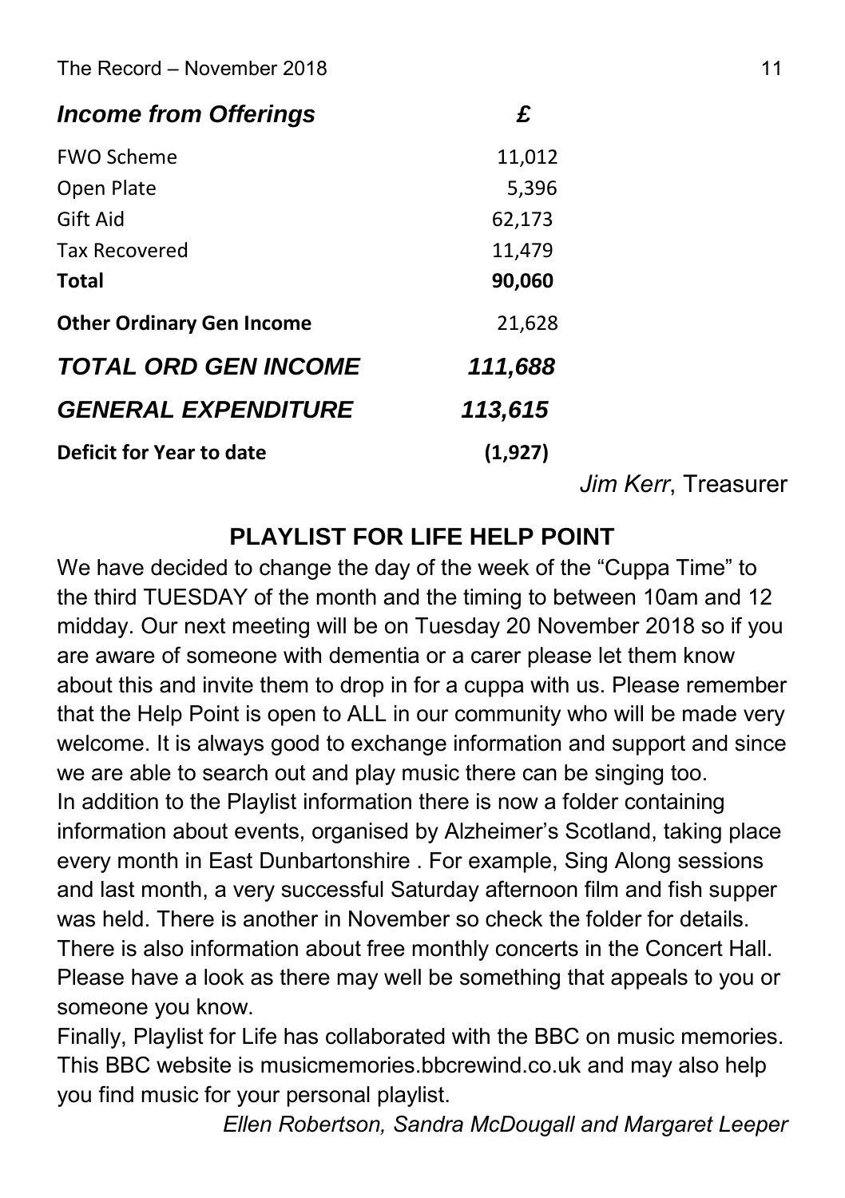| *Income from Offerings* | *£* |
| --- | --- |
| FWO Scheme | 11,012 |
| Open Plate | 5,396 |
| Gift Aid | 62,173 |
| Tax Recovered | 11,479 |
| **Total** | **90,060** |
| **Other Ordinary Gen Income** | 21,628 |
| ***TOTAL ORD GEN INCOME*** | ***111,688*** |
| ***GENERAL EXPENDITURE*** | ***113,615*** |
| **Deficit for Year to date** | **(1,927)** |

*Jim Kerr*, Treasurer

## PLAYLIST FOR LIFE HELP POINT

We have decided to change the day of the week of the "Cuppa Time" to the third TUESDAY of the month and the timing to between 10am and 12 midday. Our next meeting will be on Tuesday 20 November 2018 so if you are aware of someone with dementia or a carer please let them know about this and invite them to drop in for a cuppa with us. Please remember that the Help Point is open to ALL in our community who will be made very welcome. It is always good to exchange information and support and since we are able to search out and play music there can be singing too.

In addition to the Playlist information there is now a folder containing information about events, organised by Alzheimer's Scotland, taking place every month in East Dunbartonshire . For example, Sing Along sessions and last month, a very successful Saturday afternoon film and fish supper was held. There is another in November so check the folder for details. There is also information about free monthly concerts in the Concert Hall. Please have a look as there may well be something that appeals to you or someone you know.

Finally, Playlist for Life has collaborated with the BBC on music memories. This BBC website is musicmemories.bbcrewind.co.uk and may also help you find music for your personal playlist.

*Ellen Robertson, Sandra McDougall and Margaret Leeper*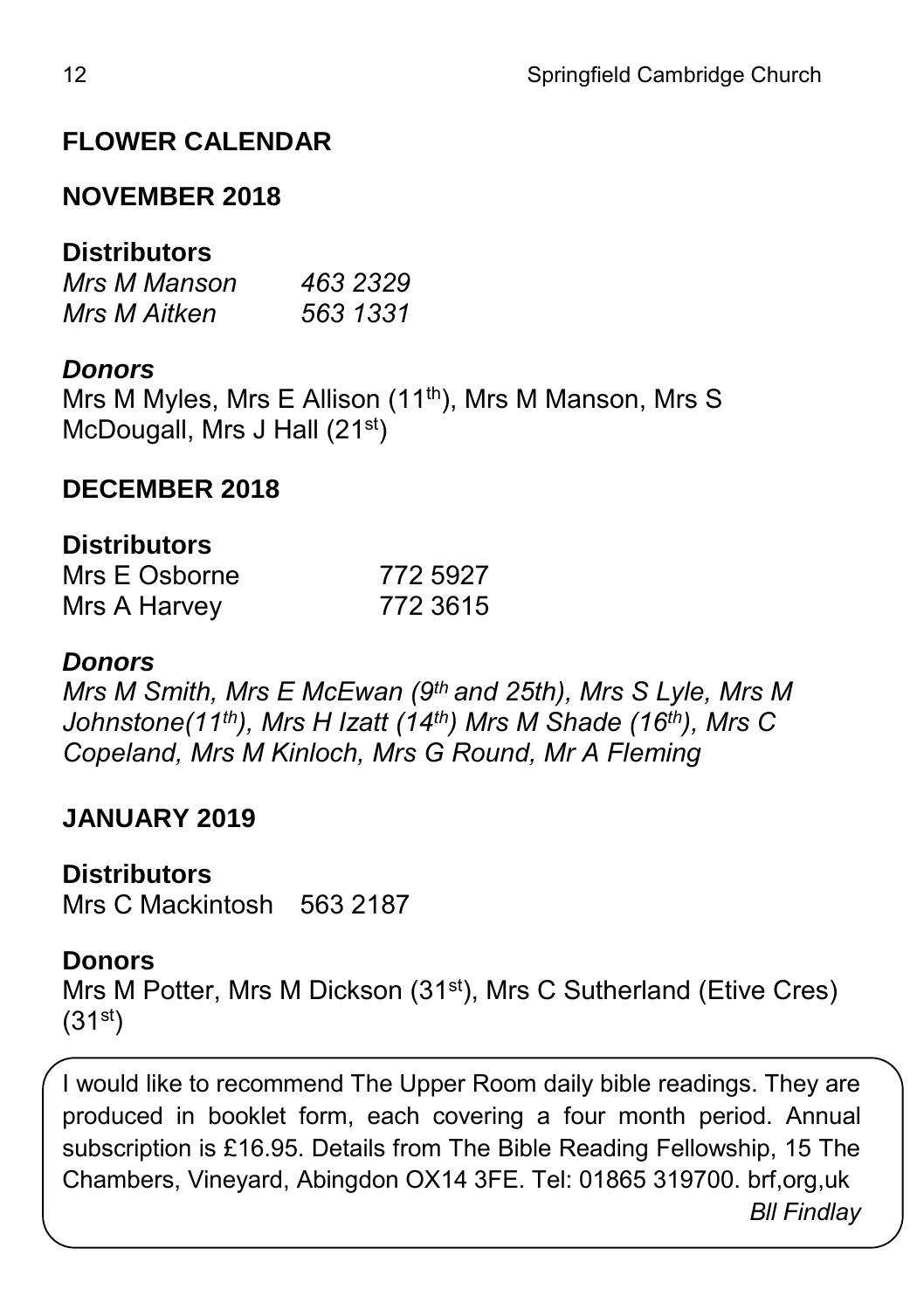## FLOWER CALENDAR

### NOVEMBER 2018

**Distributors**

*Mrs M Manson 463 2329*
*Mrs M Aitken 563 1331*

***Donors***

Mrs M Myles, Mrs E Allison (11th), Mrs M Manson, Mrs S McDougall, Mrs J Hall (21st)

### DECEMBER 2018

**Distributors**

Mrs E Osborne 772 5927
Mrs A Harvey 772 3615

***Donors***

*Mrs M Smith, Mrs E McEwan (9th and 25th), Mrs S Lyle, Mrs M Johnstone(11th), Mrs H Izatt (14th) Mrs M Shade (16th), Mrs C Copeland, Mrs M Kinloch, Mrs G Round, Mr A Fleming*

### JANUARY 2019

**Distributors**

Mrs C Mackintosh 563 2187

**Donors**

Mrs M Potter, Mrs M Dickson (31st), Mrs C Sutherland (Etive Cres) (31st)

I would like to recommend The Upper Room daily bible readings. They are produced in booklet form, each covering a four month period. Annual subscription is £16.95. Details from The Bible Reading Fellowship, 15 The Chambers, Vineyard, Abingdon OX14 3FE. Tel: 01865 319700. brf,org,uk

*Bll Findlay*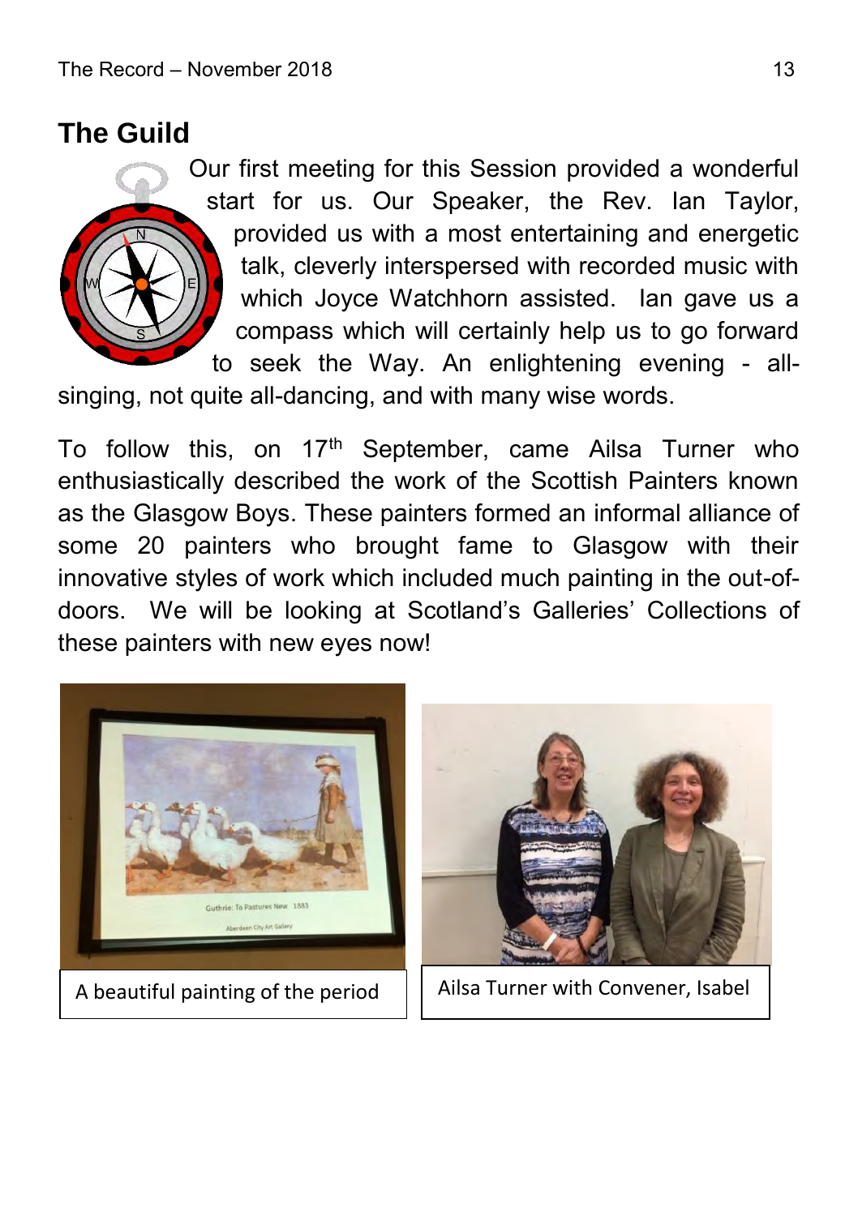## The Guild

Our first meeting for this Session provided a wonderful start for us. Our Speaker, the Rev. Ian Taylor, provided us with a most entertaining and energetic talk, cleverly interspersed with recorded music with which Joyce Watchhorn assisted. Ian gave us a compass which will certainly help us to go forward to seek the Way. An enlightening evening - all-singing, not quite all-dancing, and with many wise words.

To follow this, on 17th September, came Ailsa Turner who enthusiastically described the work of the Scottish Painters known as the Glasgow Boys. These painters formed an informal alliance of some 20 painters who brought fame to Glasgow with their innovative styles of work which included much painting in the out-of-doors. We will be looking at Scotland's Galleries' Collections of these painters with new eyes now!

A beautiful painting of the period

Ailsa Turner with Convener, Isabel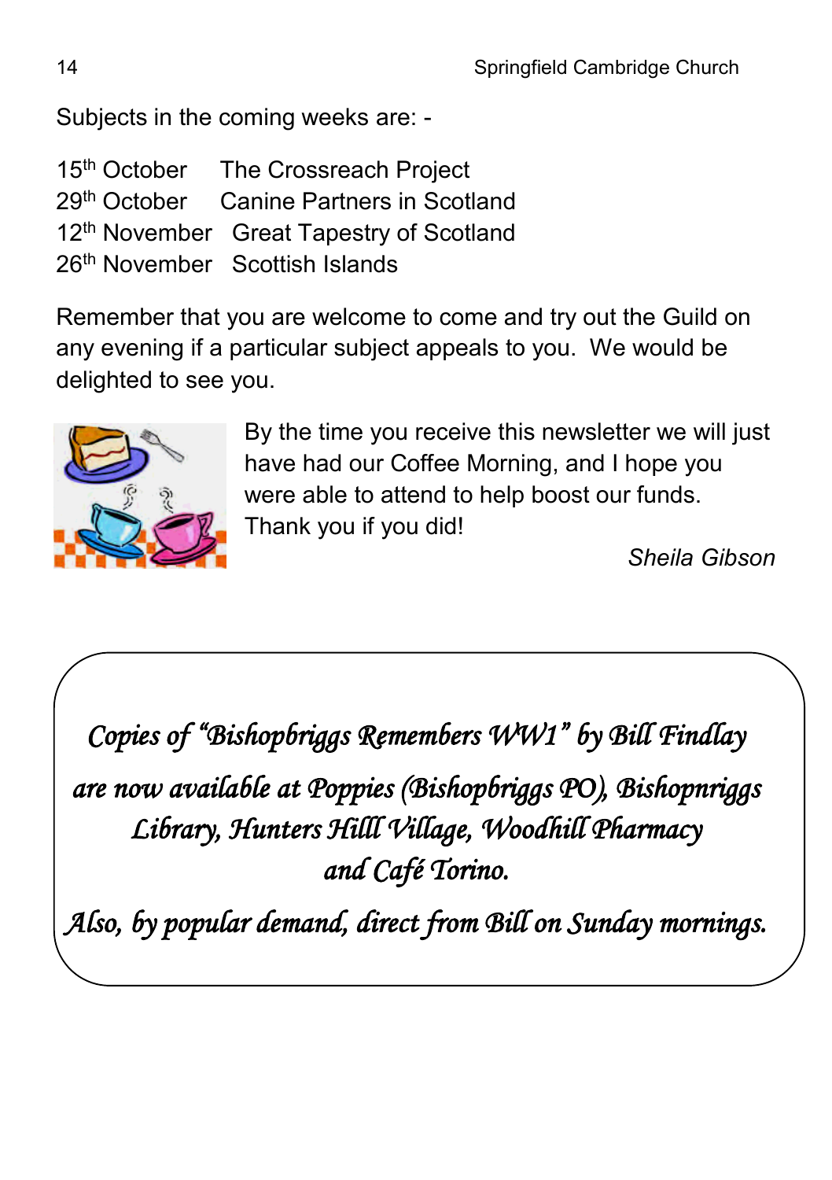Subjects in the coming weeks are: -

15th October The Crossreach Project
29th October Canine Partners in Scotland
12th November Great Tapestry of Scotland
26th November Scottish Islands

Remember that you are welcome to come and try out the Guild on any evening if a particular subject appeals to you. We would be delighted to see you.

By the time you receive this newsletter we will just have had our Coffee Morning, and I hope you were able to attend to help boost our funds. Thank you if you did!

*Sheila Gibson*

*Copies of "Bishopbriggs Remembers WW1" by Bill Findlay are now available at Poppies (Bishopbriggs PO), Bishopnriggs Library, Hunters Hilll Village, Woodhill Pharmacy and Café Torino.*

*Also, by popular demand, direct from Bill on Sunday mornings.*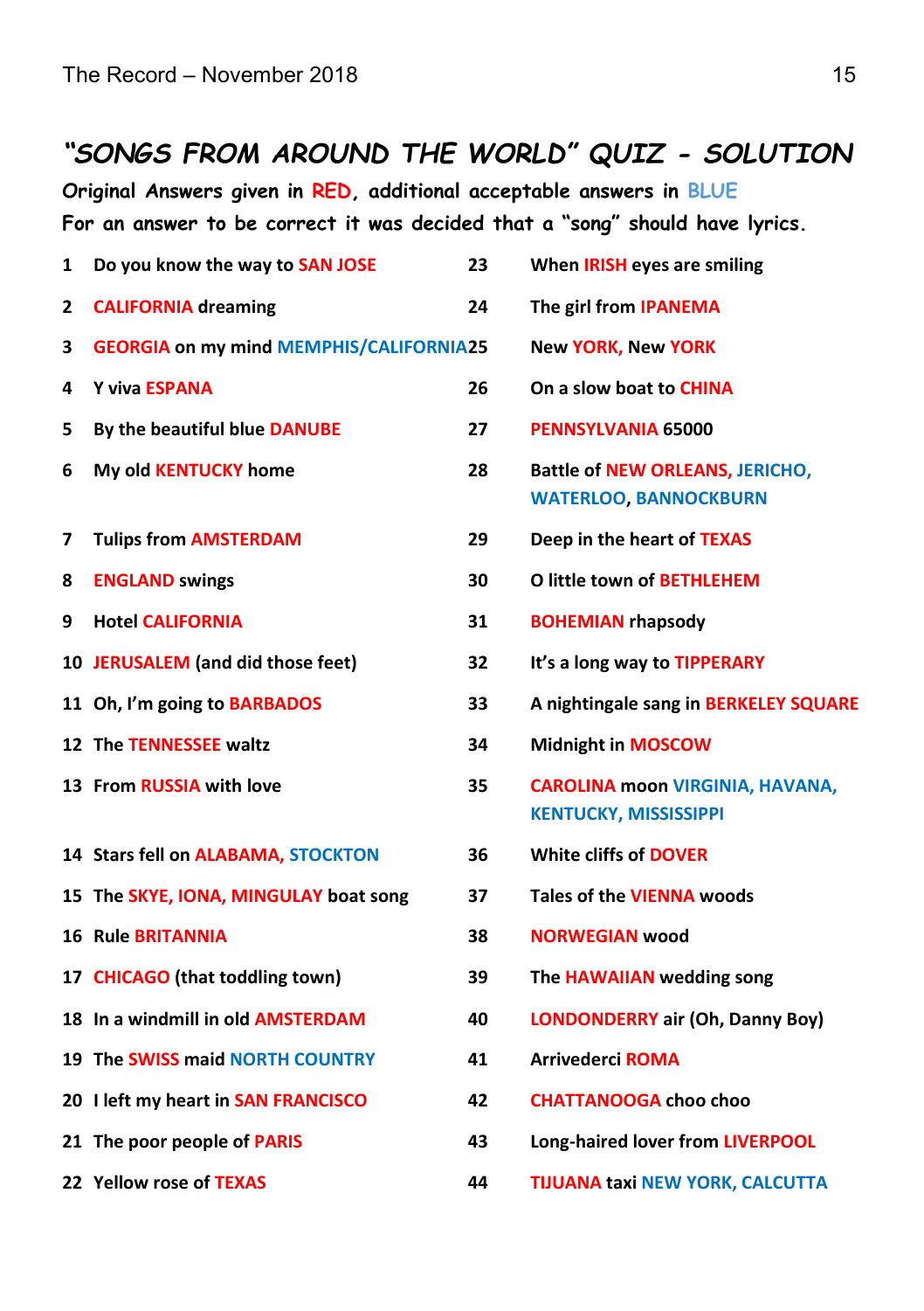# *"SONGS FROM AROUND THE WORLD" QUIZ - SOLUTION*

**Original Answers given in RED, additional acceptable answers in BLUE**

**For an answer to be correct it was decided that a "song" should have lyrics.**

1. **Do you know the way to SAN JOSE**
2. **CALIFORNIA dreaming**
3. **GEORGIA on my mind MEMPHIS/CALIFORNIA**
4. **Y viva ESPANA**
5. **By the beautiful blue DANUBE**
6. **My old KENTUCKY home**
7. **Tulips from AMSTERDAM**
8. **ENGLAND swings**
9. **Hotel CALIFORNIA**
10. **JERUSALEM (and did those feet)**
11. **Oh, I'm going to BARBADOS**
12. **The TENNESSEE waltz**
13. **From RUSSIA with love**
14. **Stars fell on ALABAMA, STOCKTON**
15. **The SKYE, IONA, MINGULAY boat song**
16. **Rule BRITANNIA**
17. **CHICAGO (that toddling town)**
18. **In a windmill in old AMSTERDAM**
19. **The SWISS maid NORTH COUNTRY**
20. **I left my heart in SAN FRANCISCO**
21. **The poor people of PARIS**
22. **Yellow rose of TEXAS**
23. **When IRISH eyes are smiling**
24. **The girl from IPANEMA**
25. **New YORK, New YORK**
26. **On a slow boat to CHINA**
27. **PENNSYLVANIA 65000**
28. **Battle of NEW ORLEANS, JERICHO, WATERLOO, BANNOCKBURN**
29. **Deep in the heart of TEXAS**
30. **O little town of BETHLEHEM**
31. **BOHEMIAN rhapsody**
32. **It's a long way to TIPPERARY**
33. **A nightingale sang in BERKELEY SQUARE**
34. **Midnight in MOSCOW**
35. **CAROLINA moon VIRGINIA, HAVANA, KENTUCKY, MISSISSIPPI**
36. **White cliffs of DOVER**
37. **Tales of the VIENNA woods**
38. **NORWEGIAN wood**
39. **The HAWAIIAN wedding song**
40. **LONDONDERRY air (Oh, Danny Boy)**
41. **Arrivederci ROMA**
42. **CHATTANOOGA choo choo**
43. **Long-haired lover from LIVERPOOL**
44. **TIJUANA taxi NEW YORK, CALCUTTA**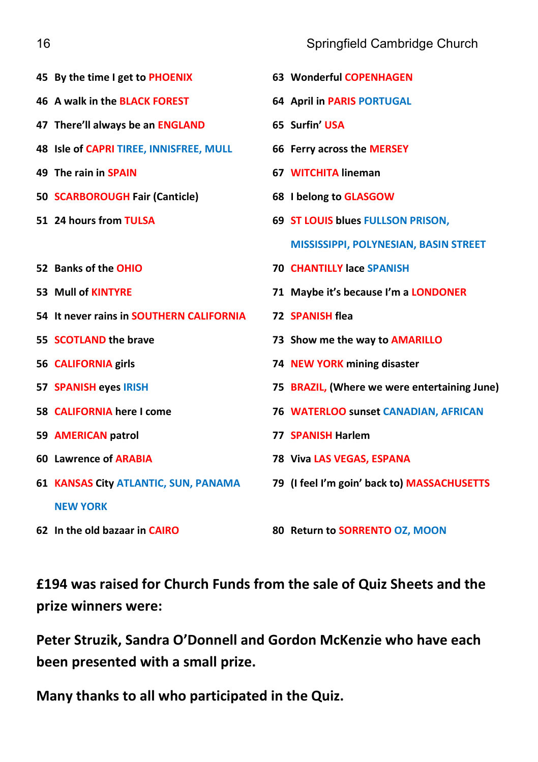45 By the time I get to PHOENIX

46 A walk in the BLACK FOREST

47 There'll always be an ENGLAND

48 Isle of CAPRI TIREE, INNISFREE, MULL

49 The rain in SPAIN

50 SCARBOROUGH Fair (Canticle)

51 24 hours from TULSA

52 Banks of the OHIO

53 Mull of KINTYRE

54 It never rains in SOUTHERN CALIFORNIA

55 SCOTLAND the brave

56 CALIFORNIA girls

57 SPANISH eyes IRISH

58 CALIFORNIA here I come

59 AMERICAN patrol

60 Lawrence of ARABIA

61 KANSAS City ATLANTIC, SUN, PANAMA NEW YORK

62 In the old bazaar in CAIRO

63 Wonderful COPENHAGEN

64 April in PARIS PORTUGAL

65 Surfin' USA

66 Ferry across the MERSEY

67 WITCHITA lineman

68 I belong to GLASGOW

69 ST LOUIS blues FULLSON PRISON, MISSISSIPPI, POLYNESIAN, BASIN STREET

70 CHANTILLY lace SPANISH

71 Maybe it's because I'm a LONDONER

72 SPANISH flea

73 Show me the way to AMARILLO

74 NEW YORK mining disaster

75 BRAZIL, (Where we were entertaining June)

76 WATERLOO sunset CANADIAN, AFRICAN

77 SPANISH Harlem

78 Viva LAS VEGAS, ESPANA

79 (I feel I'm goin' back to) MASSACHUSETTS

80 Return to SORRENTO OZ, MOON

**£194 was raised for Church Funds from the sale of Quiz Sheets and the prize winners were:**

**Peter Struzik, Sandra O'Donnell and Gordon McKenzie who have each been presented with a small prize.**

**Many thanks to all who participated in the Quiz.**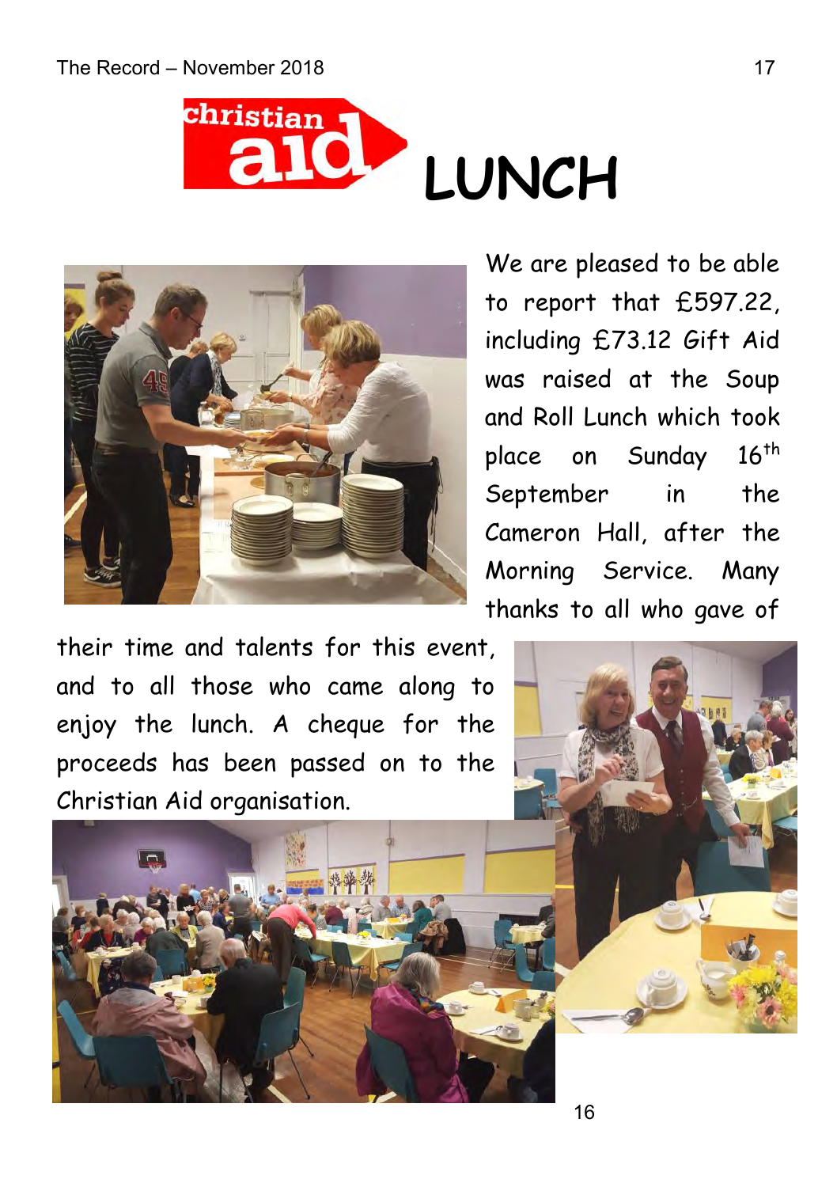# christian aid LUNCH

We are pleased to be able to report that £597.22, including £73.12 Gift Aid was raised at the Soup and Roll Lunch which took place on Sunday 16th September in the Cameron Hall, after the Morning Service. Many thanks to all who gave of their time and talents for this event, and to all those who came along to enjoy the lunch. A cheque for the proceeds has been passed on to the Christian Aid organisation.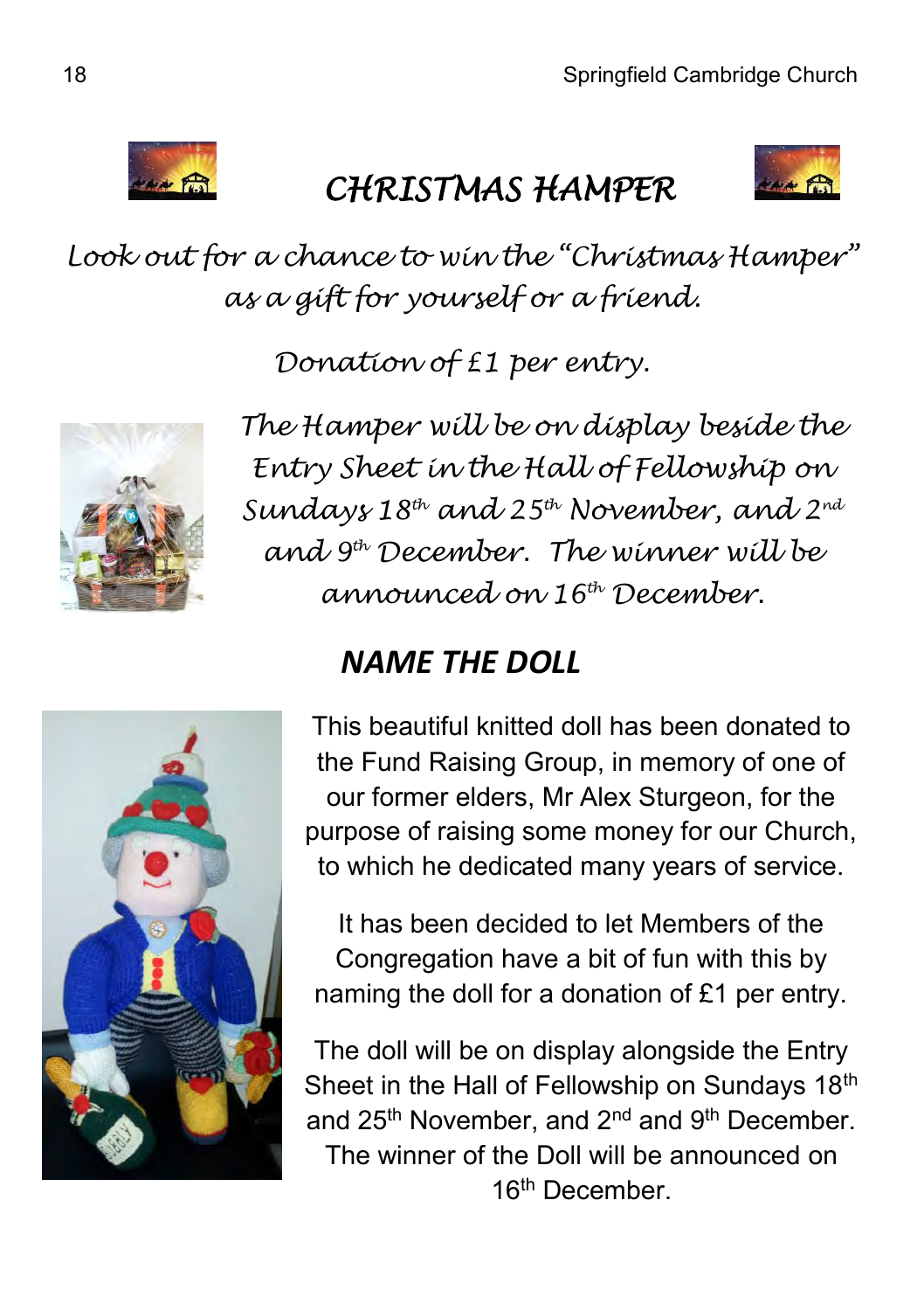# *CHRISTMAS HAMPER*

*Look out for a chance to win the "Christmas Hamper" as a gift for yourself or a friend.*

*Donation of £1 per entry.*

*The Hamper will be on display beside the Entry Sheet in the Hall of Fellowship on Sundays 18th and 25th November, and 2nd and 9th December. The winner will be announced on 16th December.*

## ***NAME THE DOLL***

This beautiful knitted doll has been donated to the Fund Raising Group, in memory of one of our former elders, Mr Alex Sturgeon, for the purpose of raising some money for our Church, to which he dedicated many years of service.

It has been decided to let Members of the Congregation have a bit of fun with this by naming the doll for a donation of £1 per entry.

The doll will be on display alongside the Entry Sheet in the Hall of Fellowship on Sundays 18th and 25th November, and 2nd and 9th December. The winner of the Doll will be announced on 16th December.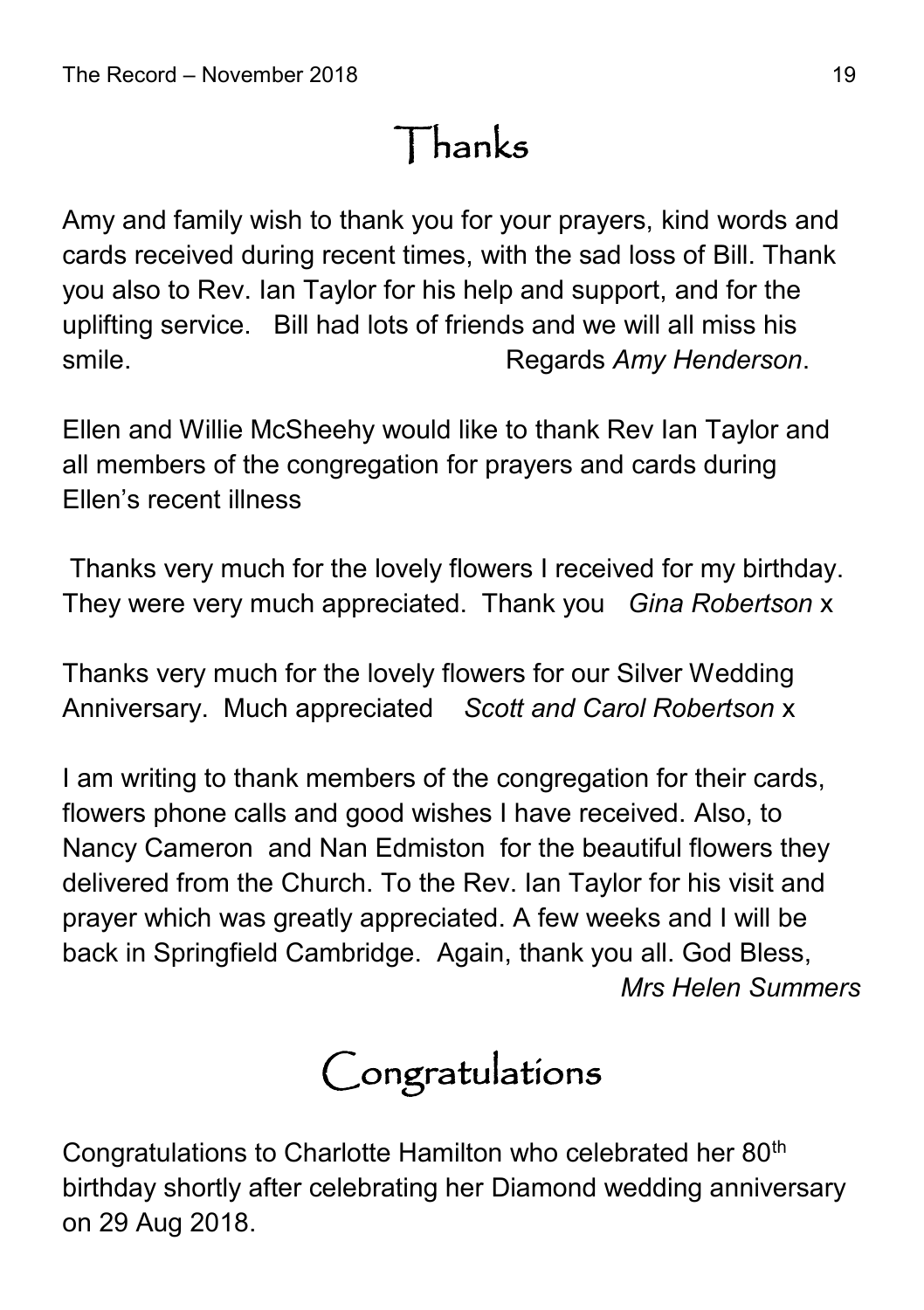# Thanks

Amy and family wish to thank you for your prayers, kind words and cards received during recent times, with the sad loss of Bill. Thank you also to Rev. Ian Taylor for his help and support, and for the uplifting service.  Bill had lots of friends and we will all miss his smile. Regards *Amy Henderson*.

Ellen and Willie McSheehy would like to thank Rev Ian Taylor and all members of the congregation for prayers and cards during Ellen's recent illness

Thanks very much for the lovely flowers I received for my birthday. They were very much appreciated.  Thank you  *Gina Robertson* x

Thanks very much for the lovely flowers for our Silver Wedding Anniversary.  Much appreciated  *Scott and Carol Robertson* x

I am writing to thank members of the congregation for their cards, flowers phone calls and good wishes I have received. Also, to Nancy Cameron and Nan Edmiston for the beautiful flowers they delivered from the Church. To the Rev. Ian Taylor for his visit and prayer which was greatly appreciated. A few weeks and I will be back in Springfield Cambridge.  Again, thank you all. God Bless,

*Mrs Helen Summers*

# Congratulations

Congratulations to Charlotte Hamilton who celebrated her 80th birthday shortly after celebrating her Diamond wedding anniversary on 29 Aug 2018.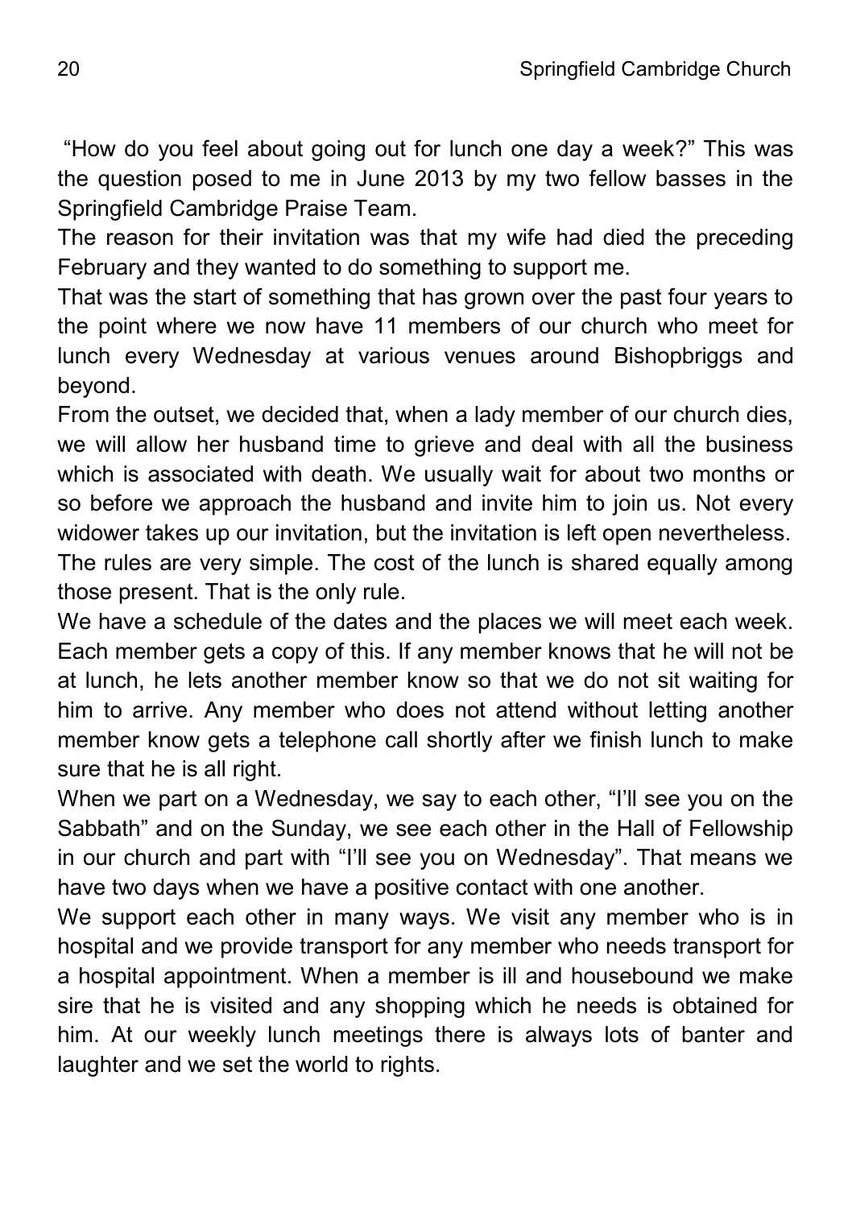"How do you feel about going out for lunch one day a week?" This was the question posed to me in June 2013 by my two fellow basses in the Springfield Cambridge Praise Team.

The reason for their invitation was that my wife had died the preceding February and they wanted to do something to support me.

That was the start of something that has grown over the past four years to the point where we now have 11 members of our church who meet for lunch every Wednesday at various venues around Bishopbriggs and beyond.

From the outset, we decided that, when a lady member of our church dies, we will allow her husband time to grieve and deal with all the business which is associated with death. We usually wait for about two months or so before we approach the husband and invite him to join us. Not every widower takes up our invitation, but the invitation is left open nevertheless.

The rules are very simple. The cost of the lunch is shared equally among those present. That is the only rule.

We have a schedule of the dates and the places we will meet each week. Each member gets a copy of this. If any member knows that he will not be at lunch, he lets another member know so that we do not sit waiting for him to arrive. Any member who does not attend without letting another member know gets a telephone call shortly after we finish lunch to make sure that he is all right.

When we part on a Wednesday, we say to each other, "I'll see you on the Sabbath" and on the Sunday, we see each other in the Hall of Fellowship in our church and part with "I'll see you on Wednesday". That means we have two days when we have a positive contact with one another.

We support each other in many ways. We visit any member who is in hospital and we provide transport for any member who needs transport for a hospital appointment. When a member is ill and housebound we make sire that he is visited and any shopping which he needs is obtained for him. At our weekly lunch meetings there is always lots of banter and laughter and we set the world to rights.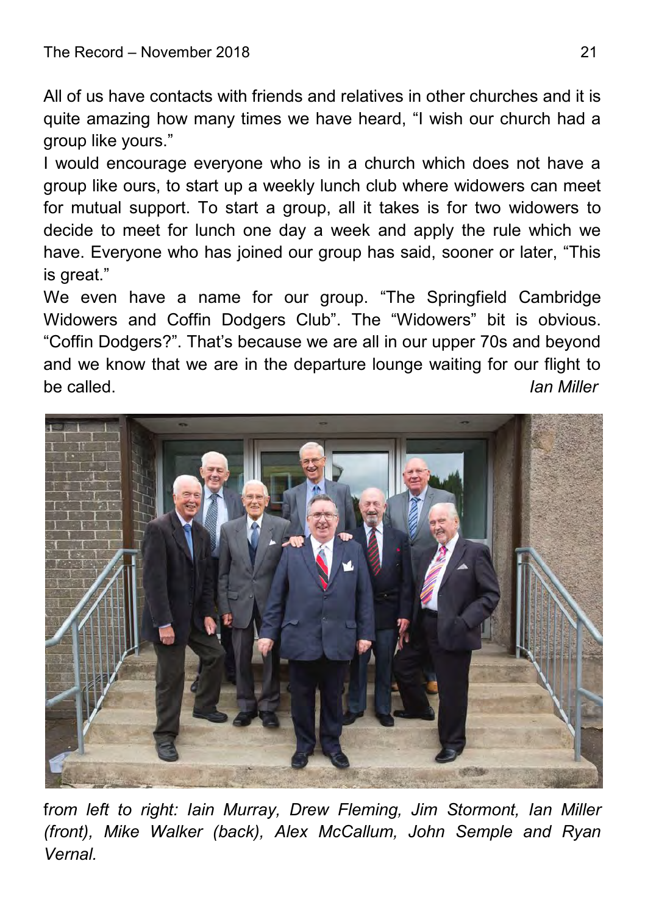All of us have contacts with friends and relatives in other churches and it is quite amazing how many times we have heard, “I wish our church had a group like yours.”

I would encourage everyone who is in a church which does not have a group like ours, to start up a weekly lunch club where widowers can meet for mutual support. To start a group, all it takes is for two widowers to decide to meet for lunch one day a week and apply the rule which we have. Everyone who has joined our group has said, sooner or later, “This is great.”

We even have a name for our group. “The Springfield Cambridge Widowers and Coffin Dodgers Club”. The “Widowers” bit is obvious. “Coffin Dodgers?”. That’s because we are all in our upper 70s and beyond and we know that we are in the departure lounge waiting for our flight to be called.

*Ian Miller*

*from left to right: Iain Murray, Drew Fleming, Jim Stormont, Ian Miller (front), Mike Walker (back), Alex McCallum, John Semple and Ryan Vernal.*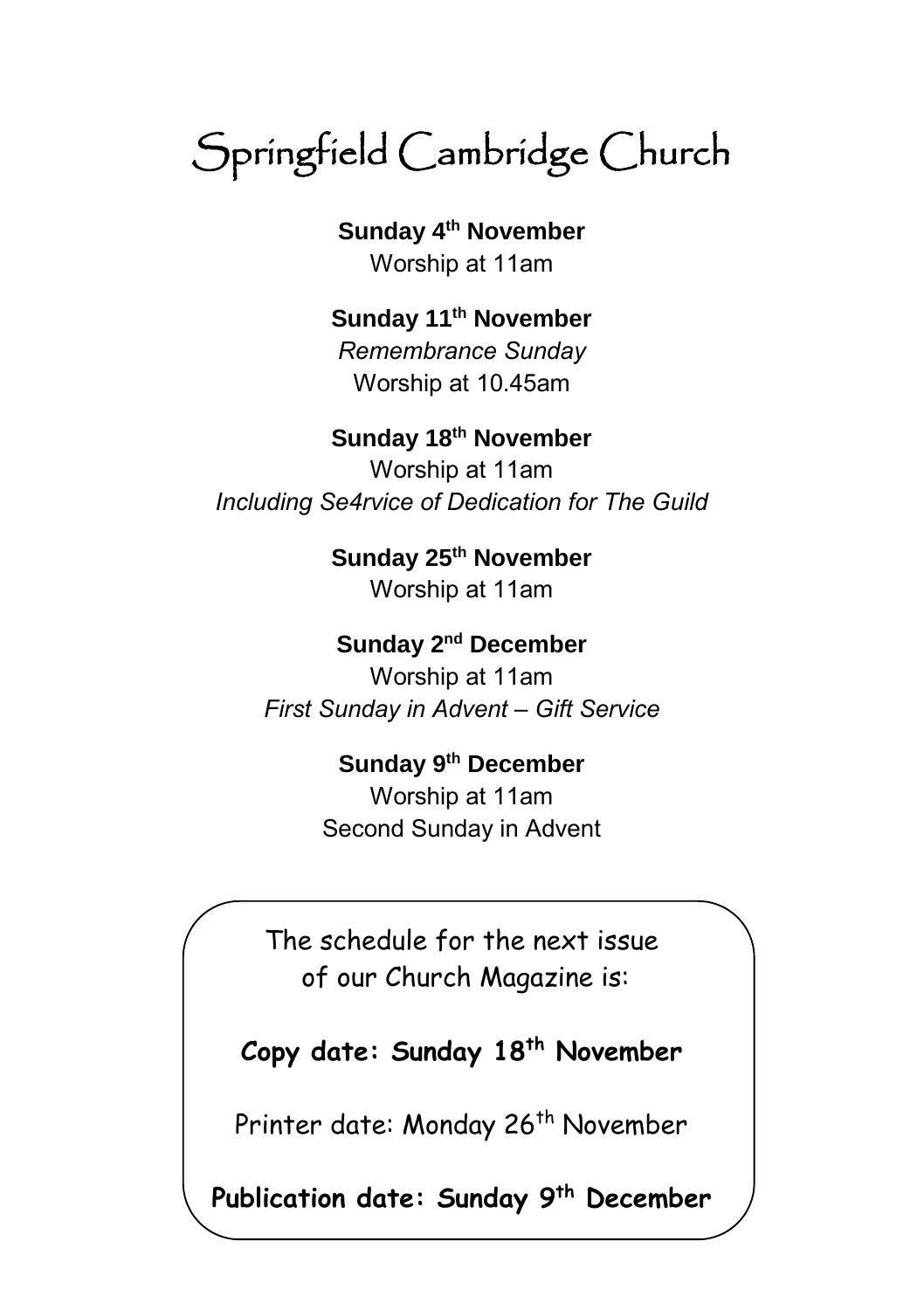# Springfield Cambridge Church

**Sunday 4th November**
Worship at 11am

**Sunday 11th November**
*Remembrance Sunday*
Worship at 10.45am

**Sunday 18th November**
Worship at 11am
*Including Se4rvice of Dedication for The Guild*

**Sunday 25th November**
Worship at 11am

**Sunday 2nd December**
Worship at 11am
*First Sunday in Advent – Gift Service*

**Sunday 9th December**
Worship at 11am
Second Sunday in Advent

The schedule for the next issue of our Church Magazine is:

**Copy date: Sunday 18th November**

Printer date: Monday 26th November

**Publication date: Sunday 9th December**